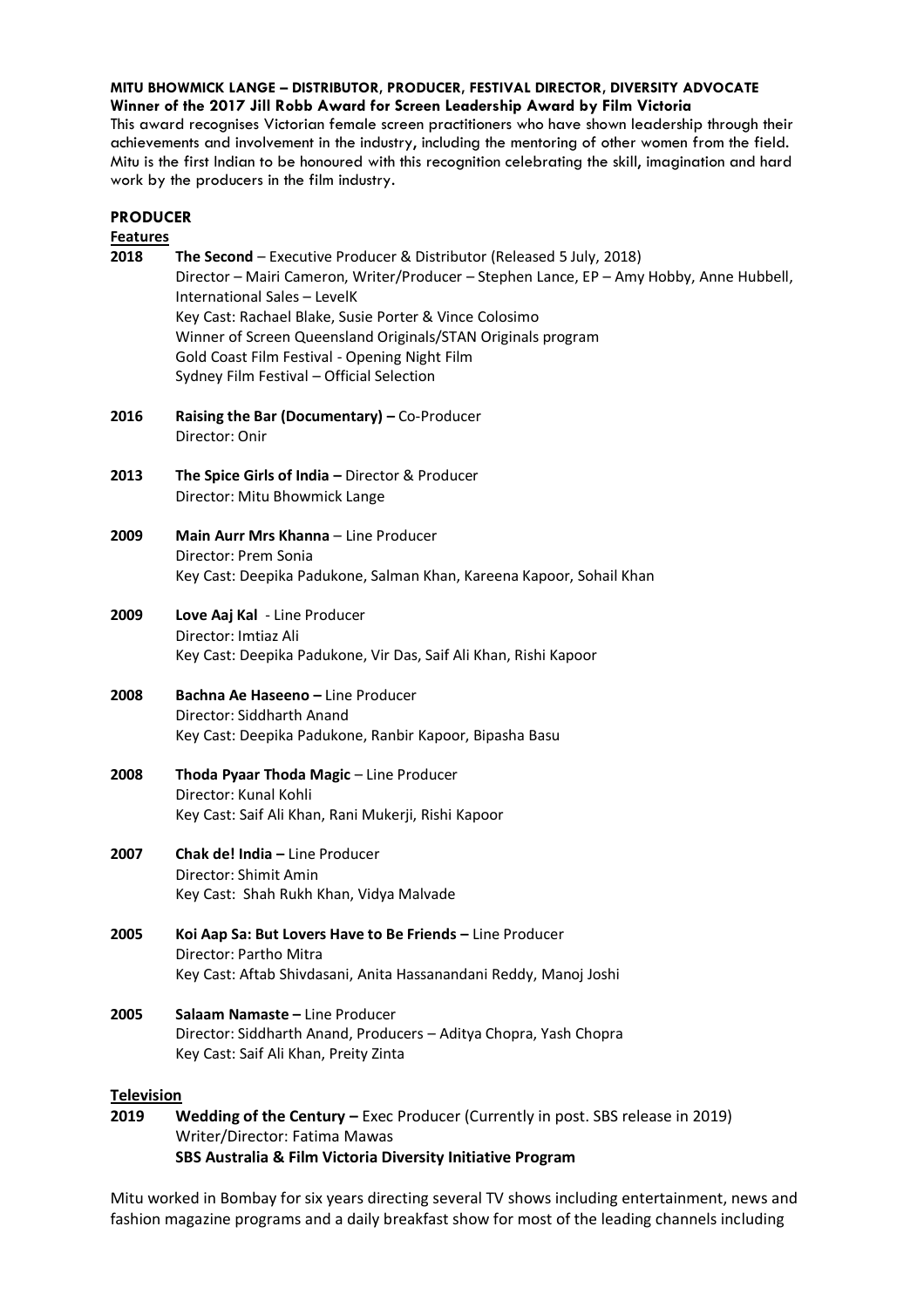**MITU BHOWMICK LANGE – DISTRIBUTOR, PRODUCER, FESTIVAL DIRECTOR, DIVERSITY ADVOCATE**
**Winner of the 2017 Jill Robb Award for Screen Leadership Award by Film Victoria**
This award recognises Victorian female screen practitioners who have shown leadership through their achievements and involvement in the industry, including the mentoring of other women from the field. Mitu is the first Indian to be honoured with this recognition celebrating the skill, imagination and hard work by the producers in the film industry.

## PRODUCER

### Features

**2018** **The Second** – Executive Producer & Distributor (Released 5 July, 2018)
Director – Mairi Cameron, Writer/Producer – Stephen Lance, EP – Amy Hobby, Anne Hubbell, International Sales – LevelK
Key Cast: Rachael Blake, Susie Porter & Vince Colosimo
Winner of Screen Queensland Originals/STAN Originals program
Gold Coast Film Festival - Opening Night Film
Sydney Film Festival – Official Selection

**2016** **Raising the Bar (Documentary) –** Co-Producer
Director: Onir

**2013** **The Spice Girls of India –** Director & Producer
Director: Mitu Bhowmick Lange

**2009** **Main Aurr Mrs Khanna** – Line Producer
Director: Prem Sonia
Key Cast: Deepika Padukone, Salman Khan, Kareena Kapoor, Sohail Khan

**2009** **Love Aaj Kal** - Line Producer
Director: Imtiaz Ali
Key Cast: Deepika Padukone, Vir Das, Saif Ali Khan, Rishi Kapoor

**2008** **Bachna Ae Haseeno –** Line Producer
Director: Siddharth Anand
Key Cast: Deepika Padukone, Ranbir Kapoor, Bipasha Basu

**2008** **Thoda Pyaar Thoda Magic** – Line Producer
Director: Kunal Kohli
Key Cast: Saif Ali Khan, Rani Mukerji, Rishi Kapoor

**2007** **Chak de! India –** Line Producer
Director: Shimit Amin
Key Cast: Shah Rukh Khan, Vidya Malvade

**2005** **Koi Aap Sa: But Lovers Have to Be Friends –** Line Producer
Director: Partho Mitra
Key Cast: Aftab Shivdasani, Anita Hassanandani Reddy, Manoj Joshi

**2005** **Salaam Namaste –** Line Producer
Director: Siddharth Anand, Producers – Aditya Chopra, Yash Chopra
Key Cast: Saif Ali Khan, Preity Zinta

### Television

**2019** **Wedding of the Century –** Exec Producer (Currently in post. SBS release in 2019)
Writer/Director: Fatima Mawas
**SBS Australia & Film Victoria Diversity Initiative Program**

Mitu worked in Bombay for six years directing several TV shows including entertainment, news and fashion magazine programs and a daily breakfast show for most of the leading channels including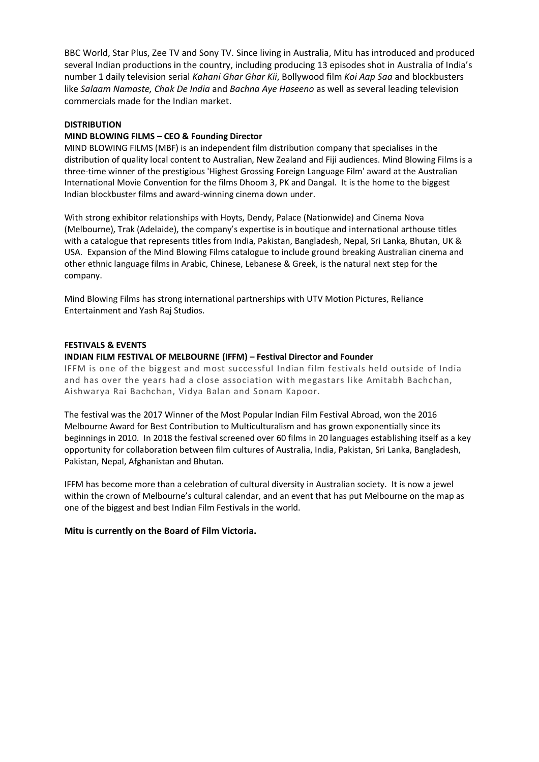BBC World, Star Plus, Zee TV and Sony TV. Since living in Australia, Mitu has introduced and produced several Indian productions in the country, including producing 13 episodes shot in Australia of India's number 1 daily television serial *Kahani Ghar Ghar Kii*, Bollywood film *Koi Aap Saa* and blockbusters like *Salaam Namaste, Chak De India* and *Bachna Aye Haseeno* as well as several leading television commercials made for the Indian market.

**DISTRIBUTION**

**MIND BLOWING FILMS – CEO & Founding Director**

MIND BLOWING FILMS (MBF) is an independent film distribution company that specialises in the distribution of quality local content to Australian, New Zealand and Fiji audiences. Mind Blowing Films is a three-time winner of the prestigious 'Highest Grossing Foreign Language Film' award at the Australian International Movie Convention for the films Dhoom 3, PK and Dangal. It is the home to the biggest Indian blockbuster films and award-winning cinema down under.

With strong exhibitor relationships with Hoyts, Dendy, Palace (Nationwide) and Cinema Nova (Melbourne), Trak (Adelaide), the company's expertise is in boutique and international arthouse titles with a catalogue that represents titles from India, Pakistan, Bangladesh, Nepal, Sri Lanka, Bhutan, UK & USA. Expansion of the Mind Blowing Films catalogue to include ground breaking Australian cinema and other ethnic language films in Arabic, Chinese, Lebanese & Greek, is the natural next step for the company.

Mind Blowing Films has strong international partnerships with UTV Motion Pictures, Reliance Entertainment and Yash Raj Studios.

**FESTIVALS & EVENTS**

**INDIAN FILM FESTIVAL OF MELBOURNE (IFFM) – Festival Director and Founder**

IFFM is one of the biggest and most successful Indian film festivals held outside of India and has over the years had a close association with megastars like Amitabh Bachchan, Aishwarya Rai Bachchan, Vidya Balan and Sonam Kapoor.

The festival was the 2017 Winner of the Most Popular Indian Film Festival Abroad, won the 2016 Melbourne Award for Best Contribution to Multiculturalism and has grown exponentially since its beginnings in 2010. In 2018 the festival screened over 60 films in 20 languages establishing itself as a key opportunity for collaboration between film cultures of Australia, India, Pakistan, Sri Lanka, Bangladesh, Pakistan, Nepal, Afghanistan and Bhutan.

IFFM has become more than a celebration of cultural diversity in Australian society. It is now a jewel within the crown of Melbourne's cultural calendar, and an event that has put Melbourne on the map as one of the biggest and best Indian Film Festivals in the world.

**Mitu is currently on the Board of Film Victoria.**